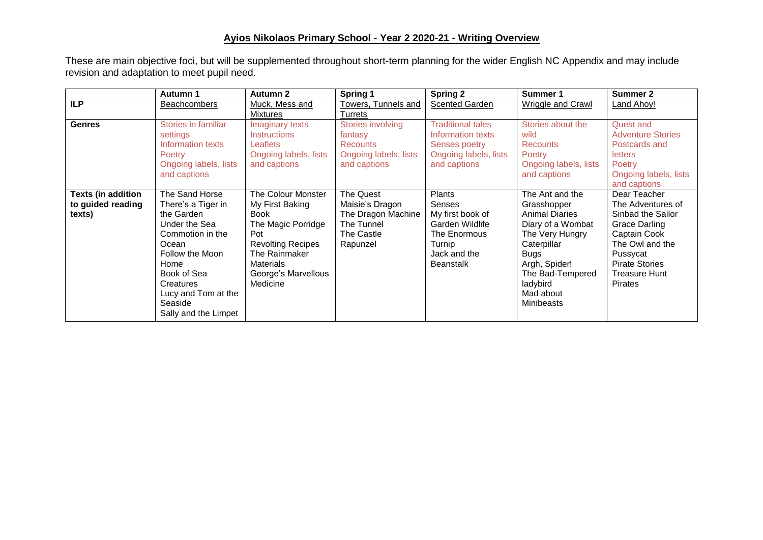## Ayios Nikolaos Primary School - Year 2 2020-21 - Writing Overview

These are main objective foci, but will be supplemented throughout short-term planning for the wider English NC Appendix and may include revision and adaptation to meet pupil need.

| | Autumn 1 | Autumn 2 | Spring 1 | Spring 2 | Summer 1 | Summer 2 |
|---|---|---|---|---|---|---|
| **ILP** | Beachcombers | Muck, Mess and Mixtures | Towers, Tunnels and Turrets | Scented Garden | Wriggle and Crawl | Land Ahoy! |
| **Genres** | Stories in familiar settings<br>Information texts<br>Poetry<br>Ongoing labels, lists and captions | Imaginary texts<br>Instructions<br>Leaflets<br>Ongoing labels, lists and captions | Stories involving fantasy<br>Recounts<br>Ongoing labels, lists and captions | Traditional tales<br>Information texts<br>Senses poetry<br>Ongoing labels, lists and captions | Stories about the wild<br>Recounts<br>Poetry<br>Ongoing labels, lists and captions | Quest and Adventure Stories<br>Postcards and letters<br>Poetry<br>Ongoing labels, lists and captions |
| **Texts (in addition to guided reading texts)** | The Sand Horse<br>There's a Tiger in the Garden<br>Under the Sea<br>Commotion in the Ocean<br>Follow the Moon Home<br>Book of Sea Creatures<br>Lucy and Tom at the Seaside<br>Sally and the Limpet | The Colour Monster<br>My First Baking Book<br>The Magic Porridge Pot<br>Revolting Recipes<br>The Rainmaker<br>Materials<br>George's Marvellous Medicine | The Quest<br>Maisie's Dragon<br>The Dragon Machine<br>The Tunnel<br>The Castle<br>Rapunzel | Plants<br>Senses<br>My first book of Garden Wildlife<br>The Enormous Turnip<br>Jack and the Beanstalk | The Ant and the Grasshopper<br>Animal Diaries<br>Diary of a Wombat<br>The Very Hungry Caterpillar<br>Bugs<br>Argh, Spider!<br>The Bad-Tempered ladybird<br>Mad about Minibeasts | Dear Teacher<br>The Adventures of Sinbad the Sailor<br>Grace Darling<br>Captain Cook<br>The Owl and the Pussycat<br>Pirate Stories<br>Treasure Hunt<br>Pirates |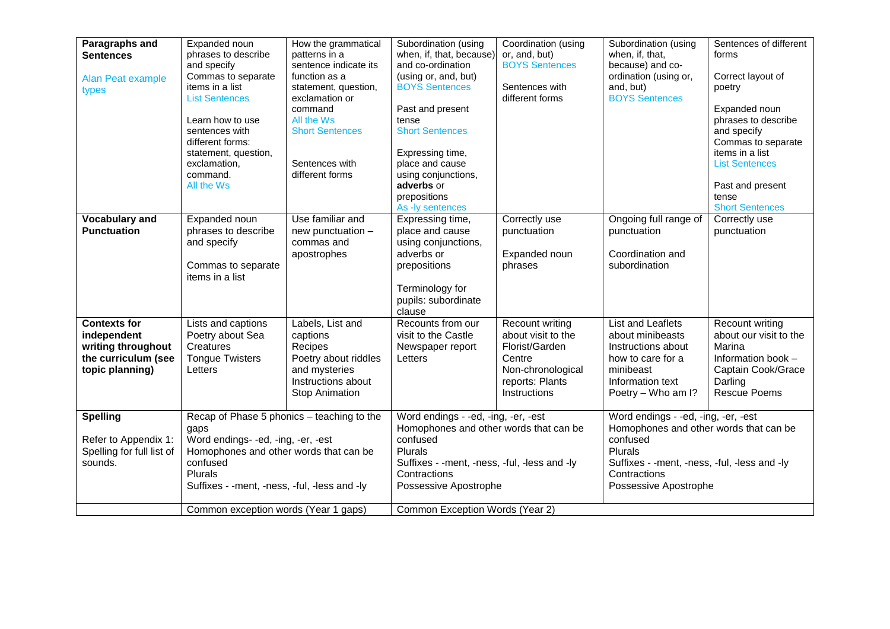| | | | | | | |
|---|---|---|---|---|---|---|
| **Paragraphs and Sentences**<br><br>Alan Peat example types | Expanded noun phrases to describe and specify<br>Commas to separate items in a list<br>List Sentences<br><br>Learn how to use sentences with different forms: statement, question, exclamation, command.<br>All the Ws | How the grammatical patterns in a sentence indicate its function as a statement, question, exclamation or command<br>All the Ws<br>Short Sentences<br><br>Sentences with different forms | Subordination (using when, if, that, because) and co-ordination (using or, and, but)<br>BOYS Sentences<br><br>Past and present tense<br>Short Sentences<br><br>Expressing time, place and cause using conjunctions, **adverbs** or prepositions<br>As -ly sentences | Coordination (using or, and, but)<br>BOYS Sentences<br><br>Sentences with different forms | Subordination (using when, if, that, because) and co-ordination (using or, and, but)<br>BOYS Sentences | Sentences of different forms<br><br>Correct layout of poetry<br><br>Expanded noun phrases to describe and specify<br>Commas to separate items in a list<br>List Sentences<br><br>Past and present tense<br>Short Sentences |
| **Vocabulary and Punctuation** | Expanded noun phrases to describe and specify<br><br>Commas to separate items in a list | Use familiar and new punctuation – commas and apostrophes | Expressing time, place and cause using conjunctions, adverbs or prepositions<br><br>Terminology for pupils: subordinate clause | Correctly use punctuation<br><br>Expanded noun phrases | Ongoing full range of punctuation<br><br>Coordination and subordination | Correctly use punctuation |
| **Contexts for independent writing throughout the curriculum (see topic planning)** | Lists and captions<br>Poetry about Sea Creatures<br>Tongue Twisters<br>Letters | Labels, List and captions<br>Recipes<br>Poetry about riddles and mysteries<br>Instructions about Stop Animation | Recounts from our visit to the Castle<br>Newspaper report<br>Letters | Recount writing about visit to the Florist/Garden Centre<br>Non-chronological reports: Plants<br>Instructions | List and Leaflets about minibeasts<br>Instructions about how to care for a minibeast<br>Information text<br>Poetry – Who am I? | Recount writing about our visit to the Marina<br>Information book – Captain Cook/Grace Darling<br>Rescue Poems |
| **Spelling**<br><br>Refer to Appendix 1: Spelling for full list of sounds. | Recap of Phase 5 phonics – teaching to the gaps<br>Word endings- -ed, -ing, -er, -est<br>Homophones and other words that can be confused<br>Plurals<br>Suffixes - -ment, -ness, -ful, -less and -ly | | Word endings - -ed, -ing, -er, -est<br>Homophones and other words that can be confused<br>Plurals<br>Suffixes - -ment, -ness, -ful, -less and -ly<br>Contractions<br>Possessive Apostrophe | | Word endings - -ed, -ing, -er, -est<br>Homophones and other words that can be confused<br>Plurals<br>Suffixes - -ment, -ness, -ful, -less and -ly<br>Contractions<br>Possessive Apostrophe | |
| | Common exception words (Year 1 gaps) | | Common Exception Words (Year 2) | | | |